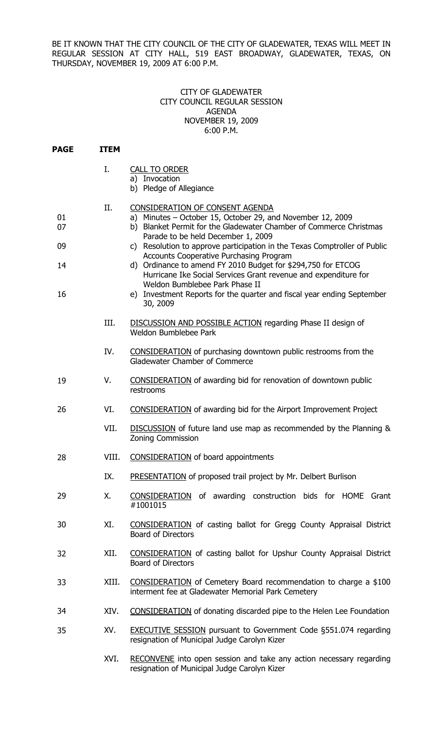BE IT KNOWN THAT THE CITY COUNCIL OF THE CITY OF GLADEWATER, TEXAS WILL MEET IN REGULAR SESSION AT CITY HALL, 519 EAST BROADWAY, GLADEWATER, TEXAS, ON THURSDAY, NOVEMBER 19, 2009 AT 6:00 P.M.

CITY OF GLADEWATER
CITY COUNCIL REGULAR SESSION
AGENDA
NOVEMBER 19, 2009
6:00 P.M.

| PAGE | ITEM | |
|---|---|---|
| | I. | CALL TO ORDER<br>a) Invocation<br>b) Pledge of Allegiance |
| | II. | CONSIDERATION OF CONSENT AGENDA |
| 01 | | a) Minutes – October 15, October 29, and November 12, 2009 |
| 07 | | b) Blanket Permit for the Gladewater Chamber of Commerce Christmas Parade to be held December 1, 2009 |
| 09 | | c) Resolution to approve participation in the Texas Comptroller of Public Accounts Cooperative Purchasing Program |
| 14 | | d) Ordinance to amend FY 2010 Budget for $294,750 for ETCOG Hurricane Ike Social Services Grant revenue and expenditure for Weldon Bumblebee Park Phase II |
| 16 | | e) Investment Reports for the quarter and fiscal year ending September 30, 2009 |
| | III. | DISCUSSION AND POSSIBLE ACTION regarding Phase II design of Weldon Bumblebee Park |
| | IV. | CONSIDERATION of purchasing downtown public restrooms from the Gladewater Chamber of Commerce |
| 19 | V. | CONSIDERATION of awarding bid for renovation of downtown public restrooms |
| 26 | VI. | CONSIDERATION of awarding bid for the Airport Improvement Project |
| | VII. | DISCUSSION of future land use map as recommended by the Planning & Zoning Commission |
| 28 | VIII. | CONSIDERATION of board appointments |
| | IX. | PRESENTATION of proposed trail project by Mr. Delbert Burlison |
| 29 | X. | CONSIDERATION of awarding construction bids for HOME Grant #1001015 |
| 30 | XI. | CONSIDERATION of casting ballot for Gregg County Appraisal District Board of Directors |
| 32 | XII. | CONSIDERATION of casting ballot for Upshur County Appraisal District Board of Directors |
| 33 | XIII. | CONSIDERATION of Cemetery Board recommendation to charge a $100 interment fee at Gladewater Memorial Park Cemetery |
| 34 | XIV. | CONSIDERATION of donating discarded pipe to the Helen Lee Foundation |
| 35 | XV. | EXECUTIVE SESSION pursuant to Government Code §551.074 regarding resignation of Municipal Judge Carolyn Kizer |
| | XVI. | RECONVENE into open session and take any action necessary regarding resignation of Municipal Judge Carolyn Kizer |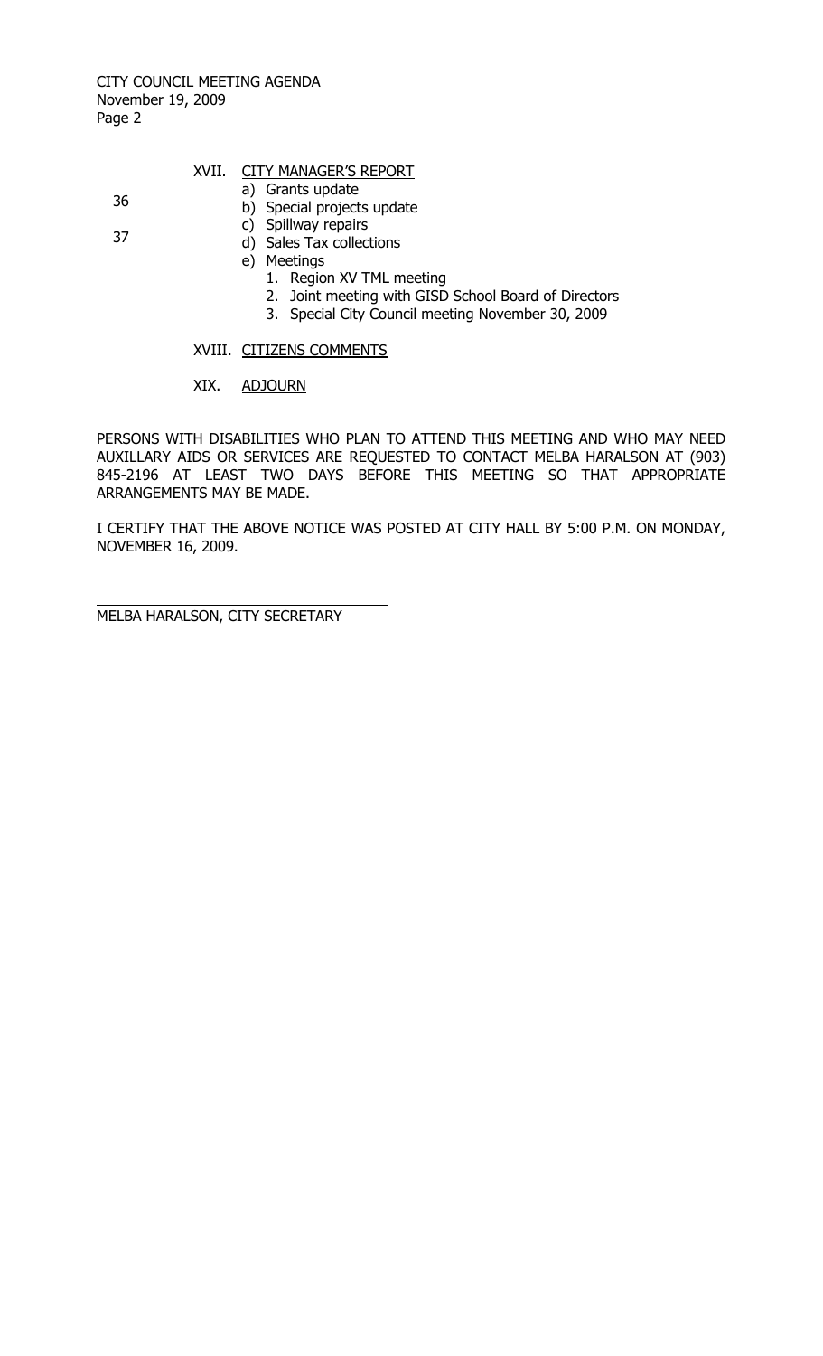CITY COUNCIL MEETING AGENDA
November 19, 2009
Page 2

XVII. CITY MANAGER'S REPORT

- a) Grants update
- b) Special projects update
- c) Spillway repairs
- d) Sales Tax collections
- e) Meetings
  1. Region XV TML meeting
  2. Joint meeting with GISD School Board of Directors
  3. Special City Council meeting November 30, 2009

XVIII. CITIZENS COMMENTS

XIX. ADJOURN

PERSONS WITH DISABILITIES WHO PLAN TO ATTEND THIS MEETING AND WHO MAY NEED AUXILLARY AIDS OR SERVICES ARE REQUESTED TO CONTACT MELBA HARALSON AT (903) 845-2196 AT LEAST TWO DAYS BEFORE THIS MEETING SO THAT APPROPRIATE ARRANGEMENTS MAY BE MADE.

I CERTIFY THAT THE ABOVE NOTICE WAS POSTED AT CITY HALL BY 5:00 P.M. ON MONDAY, NOVEMBER 16, 2009.

MELBA HARALSON, CITY SECRETARY